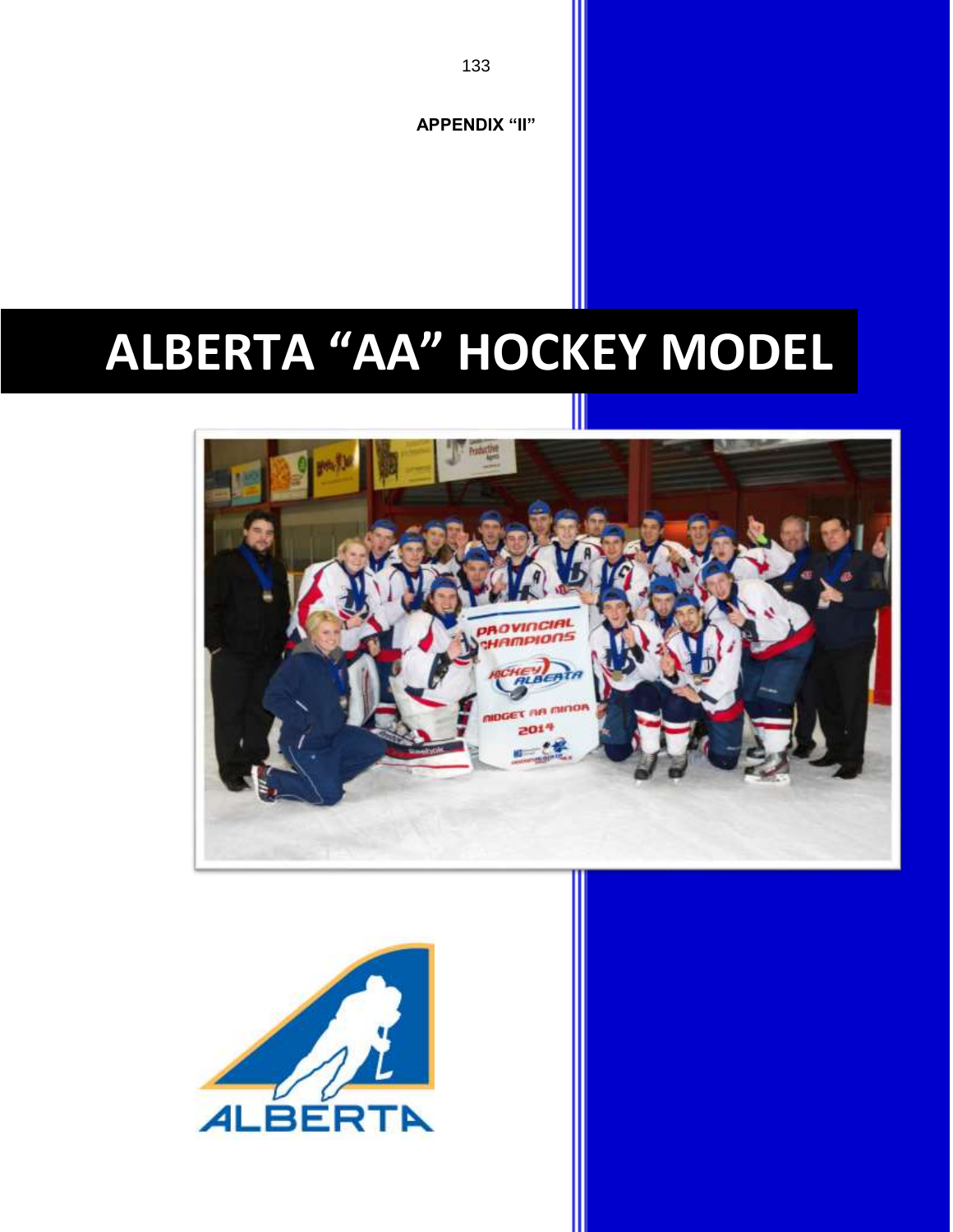**APPENDIX "II"**

# ALBERTA "AA" HOCKEY MODEL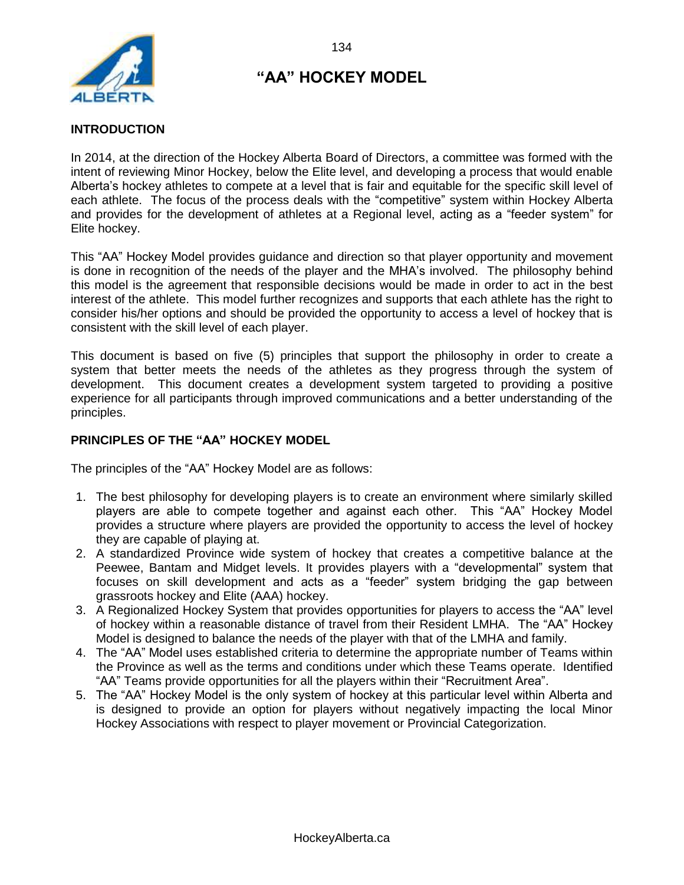# "AA" HOCKEY MODEL

## INTRODUCTION

In 2014, at the direction of the Hockey Alberta Board of Directors, a committee was formed with the intent of reviewing Minor Hockey, below the Elite level, and developing a process that would enable Alberta's hockey athletes to compete at a level that is fair and equitable for the specific skill level of each athlete. The focus of the process deals with the "competitive" system within Hockey Alberta and provides for the development of athletes at a Regional level, acting as a "feeder system" for Elite hockey.

This "AA" Hockey Model provides guidance and direction so that player opportunity and movement is done in recognition of the needs of the player and the MHA's involved. The philosophy behind this model is the agreement that responsible decisions would be made in order to act in the best interest of the athlete. This model further recognizes and supports that each athlete has the right to consider his/her options and should be provided the opportunity to access a level of hockey that is consistent with the skill level of each player.

This document is based on five (5) principles that support the philosophy in order to create a system that better meets the needs of the athletes as they progress through the system of development. This document creates a development system targeted to providing a positive experience for all participants through improved communications and a better understanding of the principles.

## PRINCIPLES OF THE "AA" HOCKEY MODEL

The principles of the "AA" Hockey Model are as follows:

1. The best philosophy for developing players is to create an environment where similarly skilled players are able to compete together and against each other. This "AA" Hockey Model provides a structure where players are provided the opportunity to access the level of hockey they are capable of playing at.
2. A standardized Province wide system of hockey that creates a competitive balance at the Peewee, Bantam and Midget levels. It provides players with a "developmental" system that focuses on skill development and acts as a "feeder" system bridging the gap between grassroots hockey and Elite (AAA) hockey.
3. A Regionalized Hockey System that provides opportunities for players to access the "AA" level of hockey within a reasonable distance of travel from their Resident LMHA. The "AA" Hockey Model is designed to balance the needs of the player with that of the LMHA and family.
4. The "AA" Model uses established criteria to determine the appropriate number of Teams within the Province as well as the terms and conditions under which these Teams operate. Identified "AA" Teams provide opportunities for all the players within their "Recruitment Area".
5. The "AA" Hockey Model is the only system of hockey at this particular level within Alberta and is designed to provide an option for players without negatively impacting the local Minor Hockey Associations with respect to player movement or Provincial Categorization.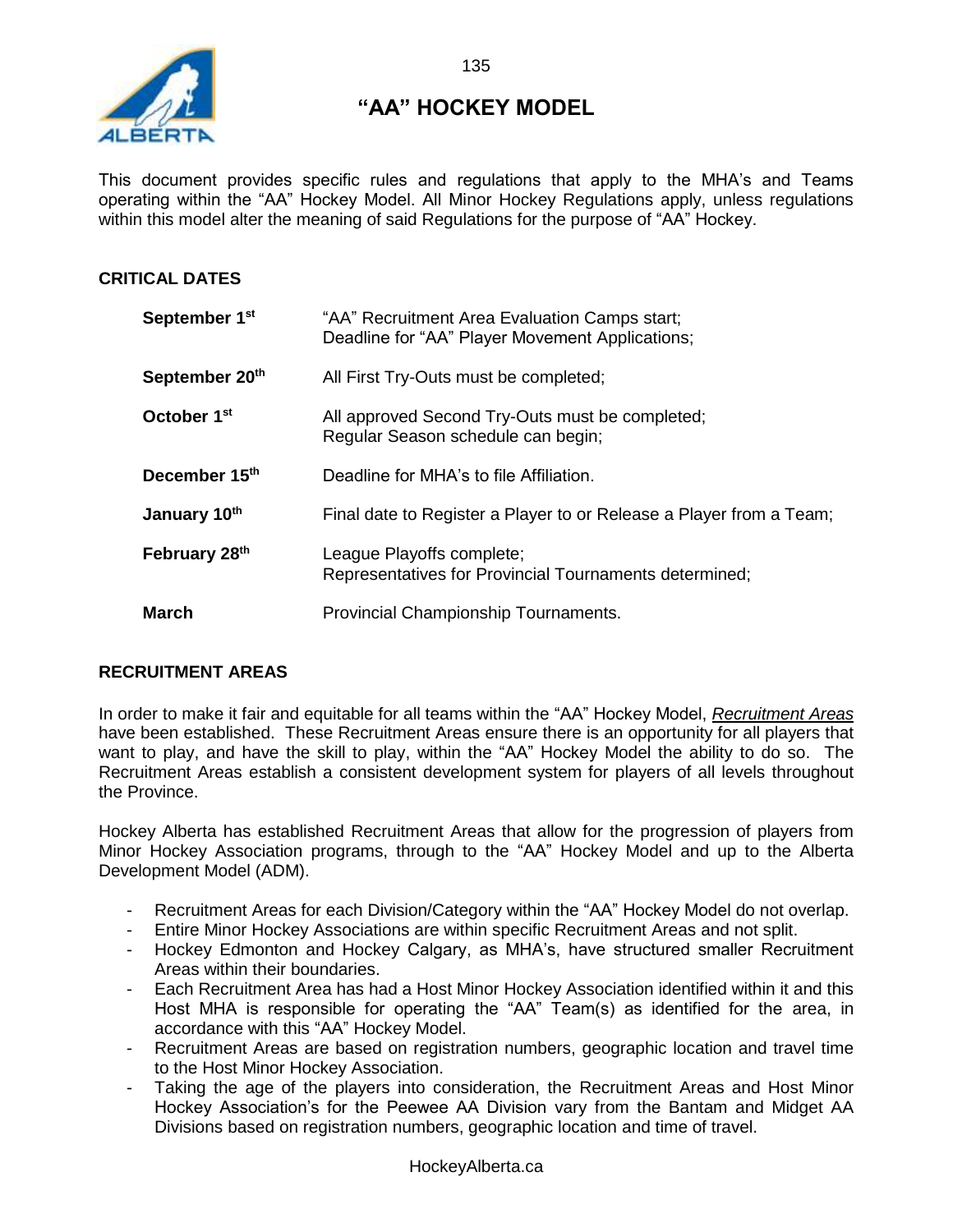# "AA" HOCKEY MODEL

This document provides specific rules and regulations that apply to the MHA's and Teams operating within the "AA" Hockey Model. All Minor Hockey Regulations apply, unless regulations within this model alter the meaning of said Regulations for the purpose of "AA" Hockey.

## CRITICAL DATES

| | |
|---|---|
| **September 1st** | "AA" Recruitment Area Evaluation Camps start; Deadline for "AA" Player Movement Applications; |
| **September 20th** | All First Try-Outs must be completed; |
| **October 1st** | All approved Second Try-Outs must be completed; Regular Season schedule can begin; |
| **December 15th** | Deadline for MHA's to file Affiliation. |
| **January 10th** | Final date to Register a Player to or Release a Player from a Team; |
| **February 28th** | League Playoffs complete; Representatives for Provincial Tournaments determined; |
| **March** | Provincial Championship Tournaments. |

## RECRUITMENT AREAS

In order to make it fair and equitable for all teams within the "AA" Hockey Model, *Recruitment Areas* have been established. These Recruitment Areas ensure there is an opportunity for all players that want to play, and have the skill to play, within the "AA" Hockey Model the ability to do so. The Recruitment Areas establish a consistent development system for players of all levels throughout the Province.

Hockey Alberta has established Recruitment Areas that allow for the progression of players from Minor Hockey Association programs, through to the "AA" Hockey Model and up to the Alberta Development Model (ADM).

- Recruitment Areas for each Division/Category within the "AA" Hockey Model do not overlap.
- Entire Minor Hockey Associations are within specific Recruitment Areas and not split.
- Hockey Edmonton and Hockey Calgary, as MHA's, have structured smaller Recruitment Areas within their boundaries.
- Each Recruitment Area has had a Host Minor Hockey Association identified within it and this Host MHA is responsible for operating the "AA" Team(s) as identified for the area, in accordance with this "AA" Hockey Model.
- Recruitment Areas are based on registration numbers, geographic location and travel time to the Host Minor Hockey Association.
- Taking the age of the players into consideration, the Recruitment Areas and Host Minor Hockey Association's for the Peewee AA Division vary from the Bantam and Midget AA Divisions based on registration numbers, geographic location and time of travel.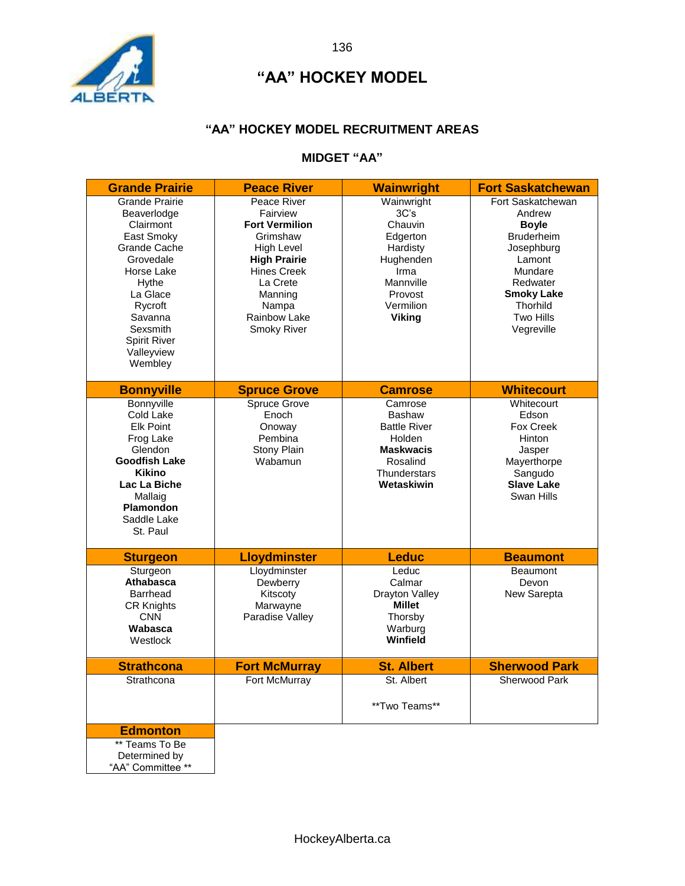# "AA" HOCKEY MODEL

## "AA" HOCKEY MODEL RECRUITMENT AREAS

### MIDGET "AA"

| Grande Prairie | Peace River | Wainwright | Fort Saskatchewan |
|---|---|---|---|
| Grande Prairie<br>Beaverlodge<br>Clairmont<br>East Smoky<br>Grande Cache<br>Grovedale<br>Horse Lake<br>Hythe<br>La Glace<br>Rycroft<br>Savanna<br>Sexsmith<br>Spirit River<br>Valleyview<br>Wembley | Peace River<br>Fairview<br>**Fort Vermilion**<br>Grimshaw<br>High Level<br>**High Prairie**<br>Hines Creek<br>La Crete<br>Manning<br>Nampa<br>Rainbow Lake<br>Smoky River | Wainwright<br>3C's<br>Chauvin<br>Edgerton<br>Hardisty<br>Hughenden<br>Irma<br>Mannville<br>Provost<br>Vermilion<br>**Viking** | Fort Saskatchewan<br>Andrew<br>**Boyle**<br>Bruderheim<br>Josephburg<br>Lamont<br>Mundare<br>Redwater<br>**Smoky Lake**<br>Thorhild<br>Two Hills<br>Vegreville |
| **Bonnyville** | **Spruce Grove** | **Camrose** | **Whitecourt** |
| Bonnyville<br>Cold Lake<br>Elk Point<br>Frog Lake<br>Glendon<br>**Goodfish Lake**<br>**Kikino**<br>**Lac La Biche**<br>Mallaig<br>**Plamondon**<br>Saddle Lake<br>St. Paul | Spruce Grove<br>Enoch<br>Onoway<br>Pembina<br>Stony Plain<br>Wabamun | Camrose<br>Bashaw<br>Battle River<br>Holden<br>**Maskwacis**<br>Rosalind<br>Thunderstars<br>**Wetaskiwin** | Whitecourt<br>Edson<br>Fox Creek<br>Hinton<br>Jasper<br>Mayerthorpe<br>Sangudo<br>**Slave Lake**<br>Swan Hills |
| **Sturgeon** | **Lloydminster** | **Leduc** | **Beaumont** |
| Sturgeon<br>**Athabasca**<br>Barrhead<br>CR Knights<br>CNN<br>**Wabasca**<br>Westlock | Lloydminster<br>Dewberry<br>Kitscoty<br>Marwayne<br>Paradise Valley | Leduc<br>Calmar<br>Drayton Valley<br>**Millet**<br>Thorsby<br>Warburg<br>**Winfield** | Beaumont<br>Devon<br>New Sarepta |
| **Strathcona** | **Fort McMurray** | **St. Albert** | **Sherwood Park** |
| Strathcona | Fort McMurray | St. Albert<br><br>**Two Teams** | Sherwood Park |
| **Edmonton** | | | |
| ** Teams To Be Determined by "AA" Committee ** | | | |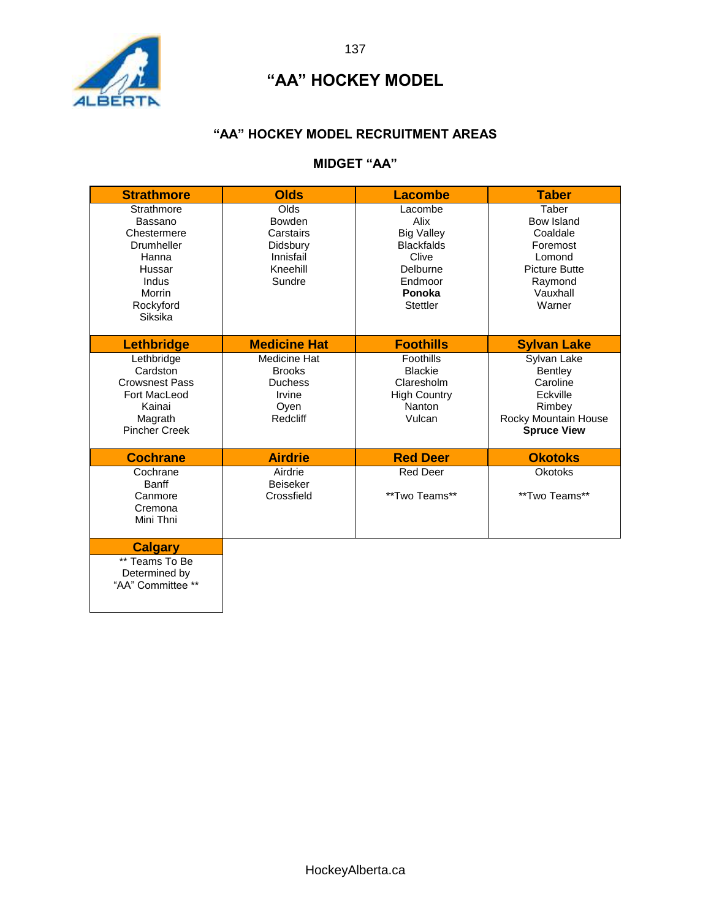# "AA" HOCKEY MODEL

## "AA" HOCKEY MODEL RECRUITMENT AREAS

### MIDGET "AA"

| Strathmore | Olds | Lacombe | Taber |
|---|---|---|---|
| Strathmore<br>Bassano<br>Chestermere<br>Drumheller<br>Hanna<br>Hussar<br>Indus<br>Morrin<br>Rockyford<br>Siksika | Olds<br>Bowden<br>Carstairs<br>Didsbury<br>Innisfail<br>Kneehill<br>Sundre | Lacombe<br>Alix<br>Big Valley<br>Blackfalds<br>Clive<br>Delburne<br>Endmoor<br>**Ponoka**<br>Stettler | Taber<br>Bow Island<br>Coaldale<br>Foremost<br>Lomond<br>Picture Butte<br>Raymond<br>Vauxhall<br>Warner |
| **Lethbridge** | **Medicine Hat** | **Foothills** | **Sylvan Lake** |
| Lethbridge<br>Cardston<br>Crowsnest Pass<br>Fort MacLeod<br>Kainai<br>Magrath<br>Pincher Creek | Medicine Hat<br>Brooks<br>Duchess<br>Irvine<br>Oyen<br>Redcliff | Foothills<br>Blackie<br>Claresholm<br>High Country<br>Nanton<br>Vulcan | Sylvan Lake<br>Bentley<br>Caroline<br>Eckville<br>Rimbey<br>Rocky Mountain House<br>**Spruce View** |
| **Cochrane** | **Airdrie** | **Red Deer** | **Okotoks** |
| Cochrane<br>Banff<br>Canmore<br>Cremona<br>Mini Thni | Airdrie<br>Beiseker<br>Crossfield | Red Deer<br><br>**Two Teams** | Okotoks<br><br>**Two Teams** |
| **Calgary** | | | |
| ** Teams To Be Determined by "AA" Committee ** | | | |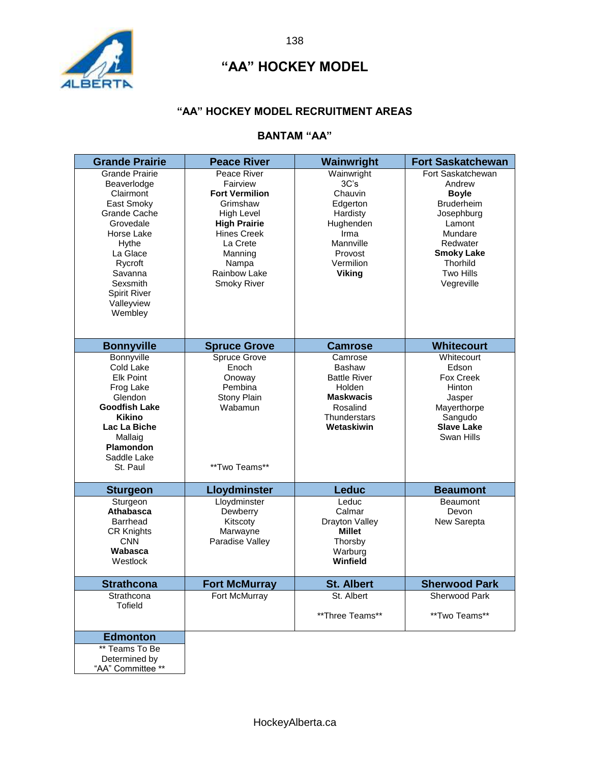# "AA" HOCKEY MODEL

## "AA" HOCKEY MODEL RECRUITMENT AREAS

### BANTAM "AA"

| Grande Prairie | Peace River | Wainwright | Fort Saskatchewan |
|---|---|---|---|
| Grande Prairie<br>Beaverlodge<br>Clairmont<br>East Smoky<br>Grande Cache<br>Grovedale<br>Horse Lake<br>Hythe<br>La Glace<br>Rycroft<br>Savanna<br>Sexsmith<br>Spirit River<br>Valleyview<br>Wembley | Peace River<br>Fairview<br>**Fort Vermilion**<br>Grimshaw<br>High Level<br>**High Prairie**<br>Hines Creek<br>La Crete<br>Manning<br>Nampa<br>Rainbow Lake<br>Smoky River | Wainwright<br>3C's<br>Chauvin<br>Edgerton<br>Hardisty<br>Hughenden<br>Irma<br>Mannville<br>Provost<br>Vermilion<br>**Viking** | Fort Saskatchewan<br>Andrew<br>**Boyle**<br>Bruderheim<br>Josephburg<br>Lamont<br>Mundare<br>Redwater<br>**Smoky Lake**<br>Thorhild<br>Two Hills<br>Vegreville |
| **Bonnyville** | **Spruce Grove** | **Camrose** | **Whitecourt** |
| Bonnyville<br>Cold Lake<br>Elk Point<br>Frog Lake<br>Glendon<br>**Goodfish Lake**<br>**Kikino**<br>**Lac La Biche**<br>Mallaig<br>**Plamondon**<br>Saddle Lake<br>St. Paul | Spruce Grove<br>Enoch<br>Onoway<br>Pembina<br>Stony Plain<br>Wabamun<br><br>**Two Teams** | Camrose<br>Bashaw<br>Battle River<br>Holden<br>**Maskwacis**<br>Rosalind<br>Thunderstars<br>**Wetaskiwin** | Whitecourt<br>Edson<br>Fox Creek<br>Hinton<br>Jasper<br>Mayerthorpe<br>Sangudo<br>**Slave Lake**<br>Swan Hills |
| **Sturgeon** | **Lloydminster** | **Leduc** | **Beaumont** |
| Sturgeon<br>**Athabasca**<br>Barrhead<br>CR Knights<br>CNN<br>**Wabasca**<br>Westlock | Lloydminster<br>Dewberry<br>Kitscoty<br>Marwayne<br>Paradise Valley | Leduc<br>Calmar<br>Drayton Valley<br>**Millet**<br>Thorsby<br>Warburg<br>**Winfield** | Beaumont<br>Devon<br>New Sarepta |
| **Strathcona** | **Fort McMurray** | **St. Albert** | **Sherwood Park** |
| Strathcona<br>Tofield | Fort McMurray | St. Albert<br><br>**Three Teams** | Sherwood Park<br><br>**Two Teams** |
| **Edmonton** | | | |
| ** Teams To Be Determined by "AA" Committee ** | | | |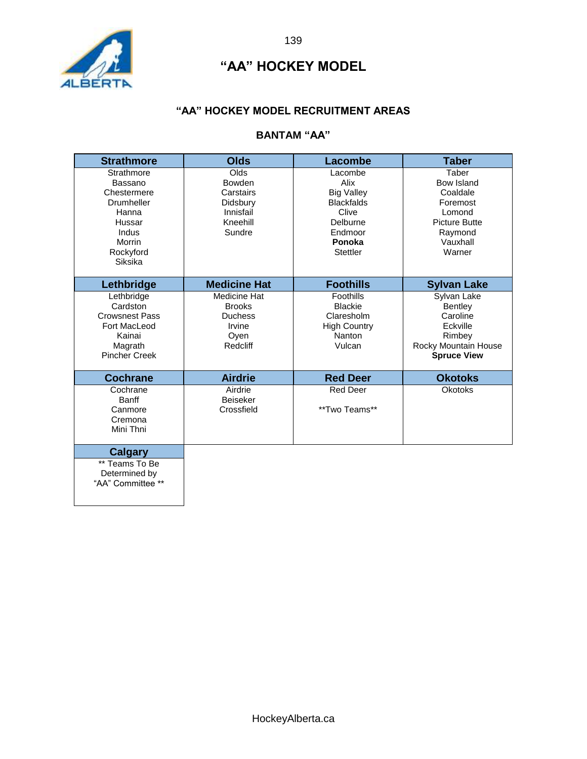# "AA" HOCKEY MODEL

## "AA" HOCKEY MODEL RECRUITMENT AREAS

### BANTAM "AA"

| Strathmore | Olds | Lacombe | Taber |
|---|---|---|---|
| Strathmore<br>Bassano<br>Chestermere<br>Drumheller<br>Hanna<br>Hussar<br>Indus<br>Morrin<br>Rockyford<br>Siksika | Olds<br>Bowden<br>Carstairs<br>Didsbury<br>Innisfail<br>Kneehill<br>Sundre | Lacombe<br>Alix<br>Big Valley<br>Blackfalds<br>Clive<br>Delburne<br>Endmoor<br>**Ponoka**<br>Stettler | Taber<br>Bow Island<br>Coaldale<br>Foremost<br>Lomond<br>Picture Butte<br>Raymond<br>Vauxhall<br>Warner |
| **Lethbridge** | **Medicine Hat** | **Foothills** | **Sylvan Lake** |
| Lethbridge<br>Cardston<br>Crowsnest Pass<br>Fort MacLeod<br>Kainai<br>Magrath<br>Pincher Creek | Medicine Hat<br>Brooks<br>Duchess<br>Irvine<br>Oyen<br>Redcliff | Foothills<br>Blackie<br>Claresholm<br>High Country<br>Nanton<br>Vulcan | Sylvan Lake<br>Bentley<br>Caroline<br>Eckville<br>Rimbey<br>Rocky Mountain House<br>**Spruce View** |
| **Cochrane** | **Airdrie** | **Red Deer** | **Okotoks** |
| Cochrane<br>Banff<br>Canmore<br>Cremona<br>Mini Thni | Airdrie<br>Beiseker<br>Crossfield | Red Deer<br><br>**Two Teams** | Okotoks |
| **Calgary** | | | |
| ** Teams To Be Determined by "AA" Committee ** | | | |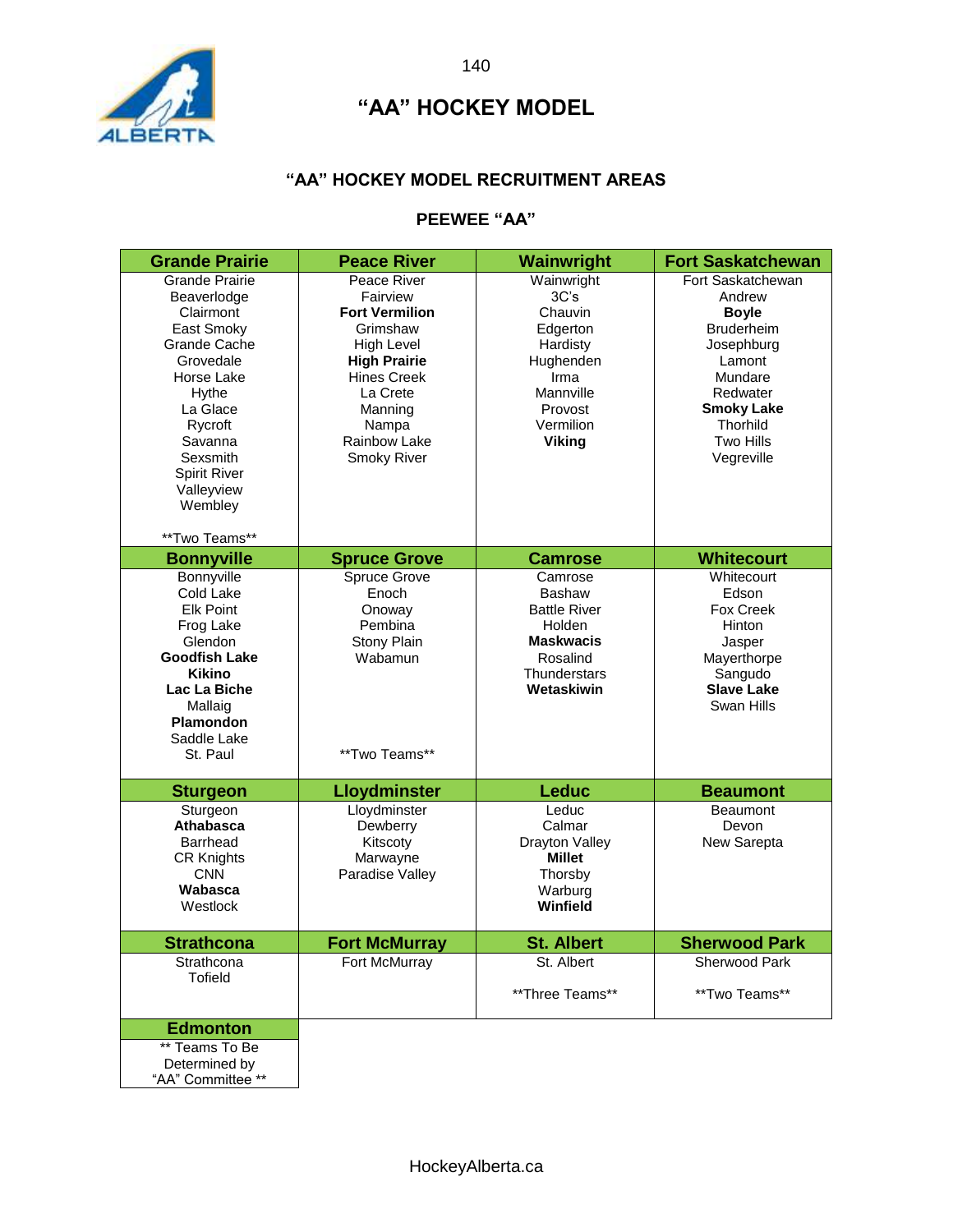# "AA" HOCKEY MODEL

## "AA" HOCKEY MODEL RECRUITMENT AREAS

### PEEWEE "AA"

| Grande Prairie | Peace River | Wainwright | Fort Saskatchewan |
|---|---|---|---|
| Grande Prairie<br>Beaverlodge<br>Clairmont<br>East Smoky<br>Grande Cache<br>Grovedale<br>Horse Lake<br>Hythe<br>La Glace<br>Rycroft<br>Savanna<br>Sexsmith<br>Spirit River<br>Valleyview<br>Wembley<br><br>**Two Teams** | Peace River<br>Fairview<br>**Fort Vermilion**<br>Grimshaw<br>High Level<br>**High Prairie**<br>Hines Creek<br>La Crete<br>Manning<br>Nampa<br>Rainbow Lake<br>Smoky River | Wainwright<br>3C's<br>Chauvin<br>Edgerton<br>Hardisty<br>Hughenden<br>Irma<br>Mannville<br>Provost<br>Vermilion<br>**Viking** | Fort Saskatchewan<br>Andrew<br>**Boyle**<br>Bruderheim<br>Josephburg<br>Lamont<br>Mundare<br>Redwater<br>**Smoky Lake**<br>Thorhild<br>Two Hills<br>Vegreville |
| **Bonnyville** | **Spruce Grove** | **Camrose** | **Whitecourt** |
| Bonnyville<br>Cold Lake<br>Elk Point<br>Frog Lake<br>Glendon<br>**Goodfish Lake**<br>**Kikino**<br>**Lac La Biche**<br>Mallaig<br>**Plamondon**<br>Saddle Lake<br>St. Paul | Spruce Grove<br>Enoch<br>Onoway<br>Pembina<br>Stony Plain<br>Wabamun<br><br>**Two Teams** | Camrose<br>Bashaw<br>Battle River<br>Holden<br>**Maskwacis**<br>Rosalind<br>Thunderstars<br>**Wetaskiwin** | Whitecourt<br>Edson<br>Fox Creek<br>Hinton<br>Jasper<br>Mayerthorpe<br>Sangudo<br>**Slave Lake**<br>Swan Hills |
| **Sturgeon** | **Lloydminster** | **Leduc** | **Beaumont** |
| Sturgeon<br>**Athabasca**<br>Barrhead<br>CR Knights<br>CNN<br>**Wabasca**<br>Westlock | Lloydminster<br>Dewberry<br>Kitscoty<br>Marwayne<br>Paradise Valley | Leduc<br>Calmar<br>Drayton Valley<br>**Millet**<br>Thorsby<br>Warburg<br>**Winfield** | Beaumont<br>Devon<br>New Sarepta |
| **Strathcona** | **Fort McMurray** | **St. Albert** | **Sherwood Park** |
| Strathcona<br>Tofield | Fort McMurray | St. Albert<br><br>**Three Teams** | Sherwood Park<br><br>**Two Teams** |
| **Edmonton** | | | |
| ** Teams To Be Determined by "AA" Committee ** | | | |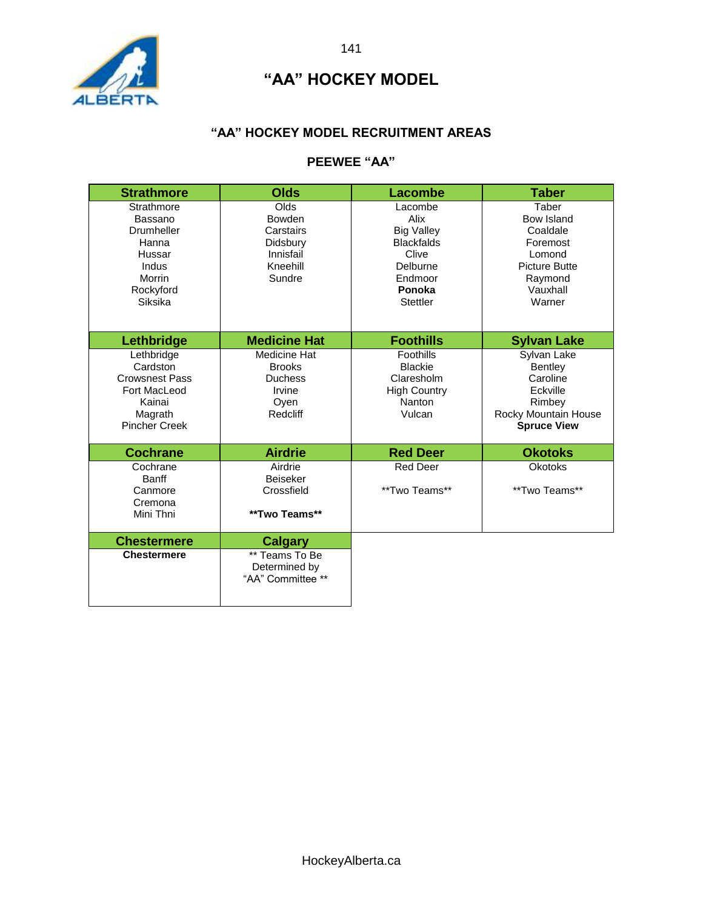# "AA" HOCKEY MODEL

## "AA" HOCKEY MODEL RECRUITMENT AREAS

### PEEWEE "AA"

| Strathmore | Olds | Lacombe | Taber |
|---|---|---|---|
| Strathmore<br>Bassano<br>Drumheller<br>Hanna<br>Hussar<br>Indus<br>Morrin<br>Rockyford<br>Siksika | Olds<br>Bowden<br>Carstairs<br>Didsbury<br>Innisfail<br>Kneehill<br>Sundre | Lacombe<br>Alix<br>Big Valley<br>Blackfalds<br>Clive<br>Delburne<br>Endmoor<br>**Ponoka**<br>Stettler | Taber<br>Bow Island<br>Coaldale<br>Foremost<br>Lomond<br>Picture Butte<br>Raymond<br>Vauxhall<br>Warner |
| **Lethbridge** | **Medicine Hat** | **Foothills** | **Sylvan Lake** |
| Lethbridge<br>Cardston<br>Crowsnest Pass<br>Fort MacLeod<br>Kainai<br>Magrath<br>Pincher Creek | Medicine Hat<br>Brooks<br>Duchess<br>Irvine<br>Oyen<br>Redcliff | Foothills<br>Blackie<br>Claresholm<br>High Country<br>Nanton<br>Vulcan | Sylvan Lake<br>Bentley<br>Caroline<br>Eckville<br>Rimbey<br>Rocky Mountain House<br>**Spruce View** |
| **Cochrane** | **Airdrie** | **Red Deer** | **Okotoks** |
| Cochrane<br>Banff<br>Canmore<br>Cremona<br>Mini Thni | Airdrie<br>Beiseker<br>Crossfield<br><br>**\*\*Two Teams\*\*** | Red Deer<br><br>\*\*Two Teams\*\* | Okotoks<br><br>\*\*Two Teams\*\* |
| **Chestermere** | **Calgary** | | |
| **Chestermere** | ** Teams To Be Determined by "AA" Committee ** | | |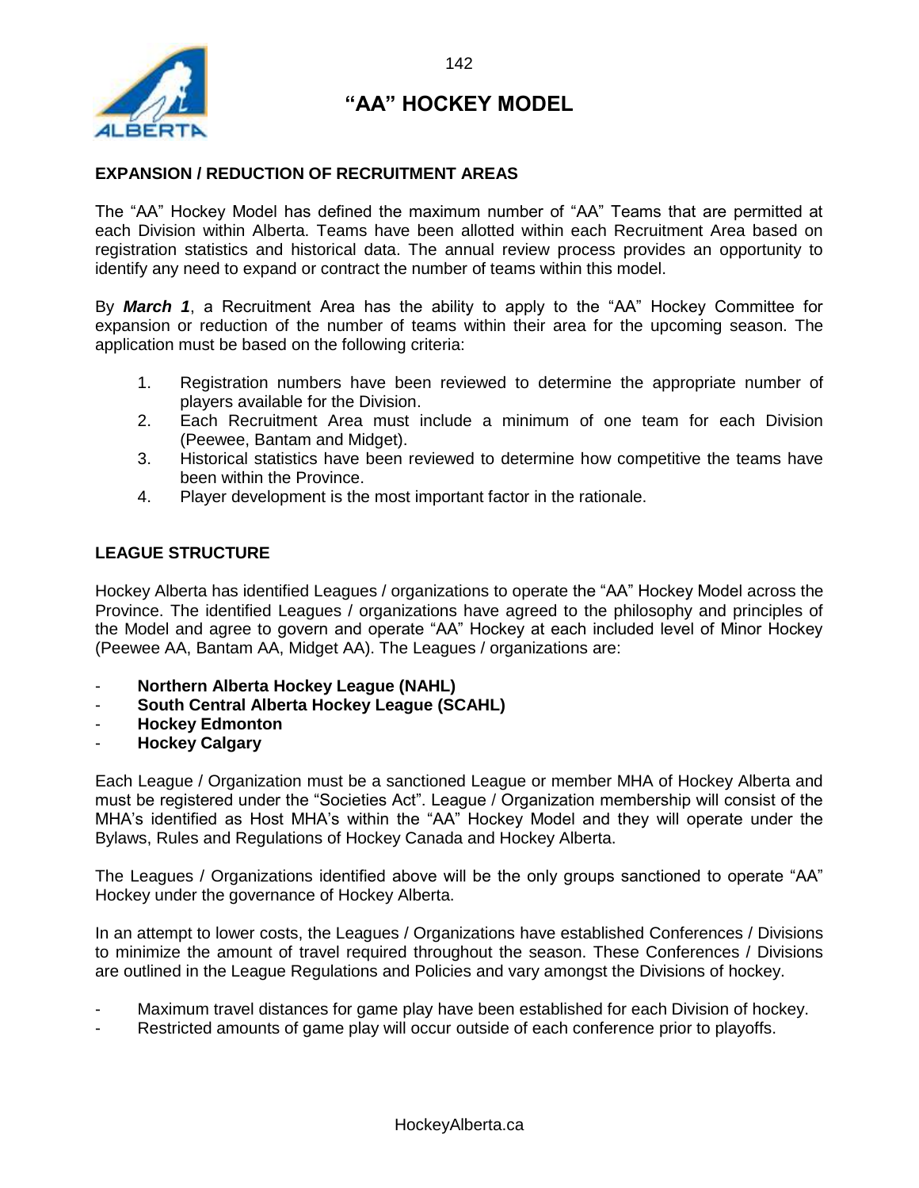# "AA" HOCKEY MODEL

## EXPANSION / REDUCTION OF RECRUITMENT AREAS

The "AA" Hockey Model has defined the maximum number of "AA" Teams that are permitted at each Division within Alberta. Teams have been allotted within each Recruitment Area based on registration statistics and historical data. The annual review process provides an opportunity to identify any need to expand or contract the number of teams within this model.

By ***March 1***, a Recruitment Area has the ability to apply to the "AA" Hockey Committee for expansion or reduction of the number of teams within their area for the upcoming season. The application must be based on the following criteria:

1. Registration numbers have been reviewed to determine the appropriate number of players available for the Division.
2. Each Recruitment Area must include a minimum of one team for each Division (Peewee, Bantam and Midget).
3. Historical statistics have been reviewed to determine how competitive the teams have been within the Province.
4. Player development is the most important factor in the rationale.

## LEAGUE STRUCTURE

Hockey Alberta has identified Leagues / organizations to operate the "AA" Hockey Model across the Province. The identified Leagues / organizations have agreed to the philosophy and principles of the Model and agree to govern and operate "AA" Hockey at each included level of Minor Hockey (Peewee AA, Bantam AA, Midget AA). The Leagues / organizations are:

- **Northern Alberta Hockey League (NAHL)**
- **South Central Alberta Hockey League (SCAHL)**
- **Hockey Edmonton**
- **Hockey Calgary**

Each League / Organization must be a sanctioned League or member MHA of Hockey Alberta and must be registered under the "Societies Act". League / Organization membership will consist of the MHA's identified as Host MHA's within the "AA" Hockey Model and they will operate under the Bylaws, Rules and Regulations of Hockey Canada and Hockey Alberta.

The Leagues / Organizations identified above will be the only groups sanctioned to operate "AA" Hockey under the governance of Hockey Alberta.

In an attempt to lower costs, the Leagues / Organizations have established Conferences / Divisions to minimize the amount of travel required throughout the season. These Conferences / Divisions are outlined in the League Regulations and Policies and vary amongst the Divisions of hockey.

- Maximum travel distances for game play have been established for each Division of hockey.
- Restricted amounts of game play will occur outside of each conference prior to playoffs.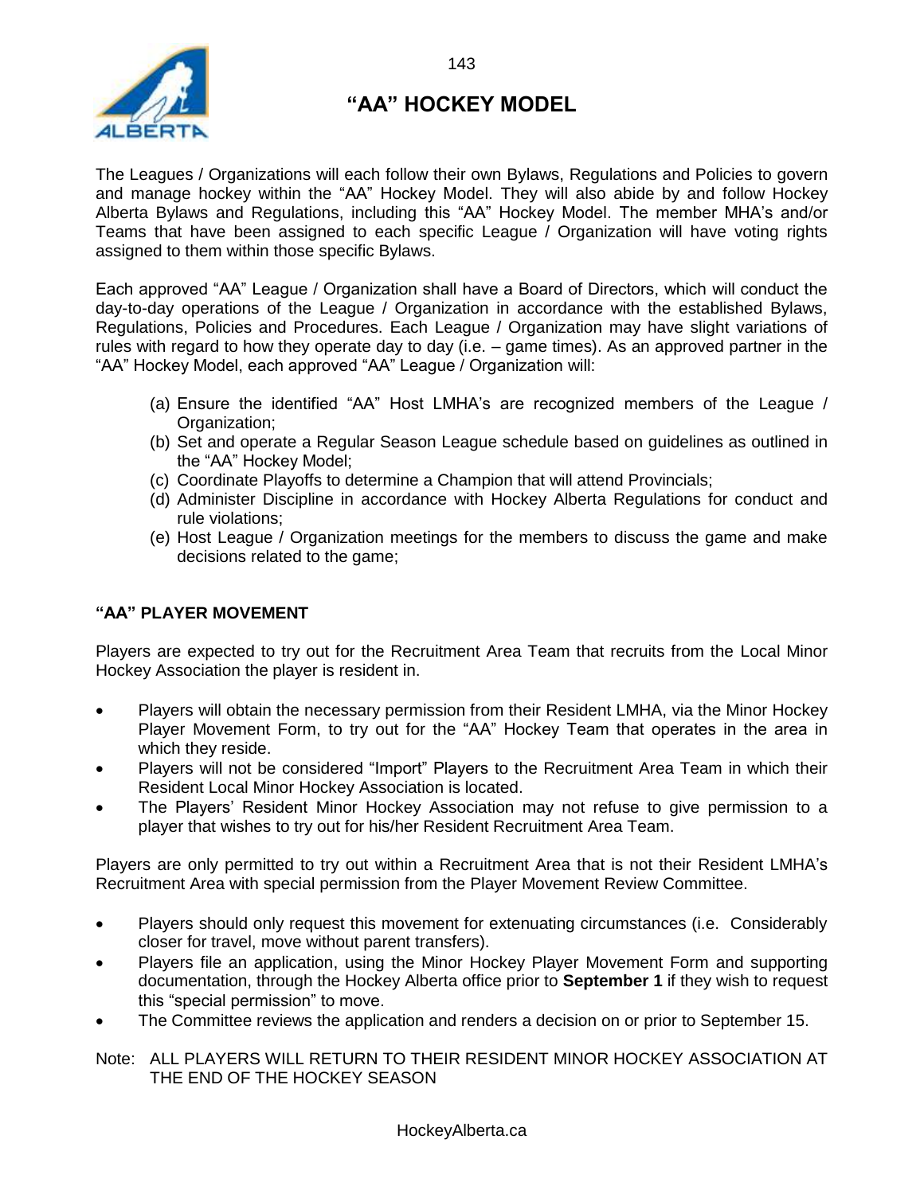# "AA" HOCKEY MODEL

The Leagues / Organizations will each follow their own Bylaws, Regulations and Policies to govern and manage hockey within the "AA" Hockey Model. They will also abide by and follow Hockey Alberta Bylaws and Regulations, including this "AA" Hockey Model. The member MHA's and/or Teams that have been assigned to each specific League / Organization will have voting rights assigned to them within those specific Bylaws.

Each approved "AA" League / Organization shall have a Board of Directors, which will conduct the day-to-day operations of the League / Organization in accordance with the established Bylaws, Regulations, Policies and Procedures. Each League / Organization may have slight variations of rules with regard to how they operate day to day (i.e. – game times). As an approved partner in the "AA" Hockey Model, each approved "AA" League / Organization will:

(a) Ensure the identified "AA" Host LMHA's are recognized members of the League / Organization;
(b) Set and operate a Regular Season League schedule based on guidelines as outlined in the "AA" Hockey Model;
(c) Coordinate Playoffs to determine a Champion that will attend Provincials;
(d) Administer Discipline in accordance with Hockey Alberta Regulations for conduct and rule violations;
(e) Host League / Organization meetings for the members to discuss the game and make decisions related to the game;

## "AA" PLAYER MOVEMENT

Players are expected to try out for the Recruitment Area Team that recruits from the Local Minor Hockey Association the player is resident in.

- Players will obtain the necessary permission from their Resident LMHA, via the Minor Hockey Player Movement Form, to try out for the "AA" Hockey Team that operates in the area in which they reside.
- Players will not be considered "Import" Players to the Recruitment Area Team in which their Resident Local Minor Hockey Association is located.
- The Players' Resident Minor Hockey Association may not refuse to give permission to a player that wishes to try out for his/her Resident Recruitment Area Team.

Players are only permitted to try out within a Recruitment Area that is not their Resident LMHA's Recruitment Area with special permission from the Player Movement Review Committee.

- Players should only request this movement for extenuating circumstances (i.e. Considerably closer for travel, move without parent transfers).
- Players file an application, using the Minor Hockey Player Movement Form and supporting documentation, through the Hockey Alberta office prior to **September 1** if they wish to request this "special permission" to move.
- The Committee reviews the application and renders a decision on or prior to September 15.

Note: ALL PLAYERS WILL RETURN TO THEIR RESIDENT MINOR HOCKEY ASSOCIATION AT THE END OF THE HOCKEY SEASON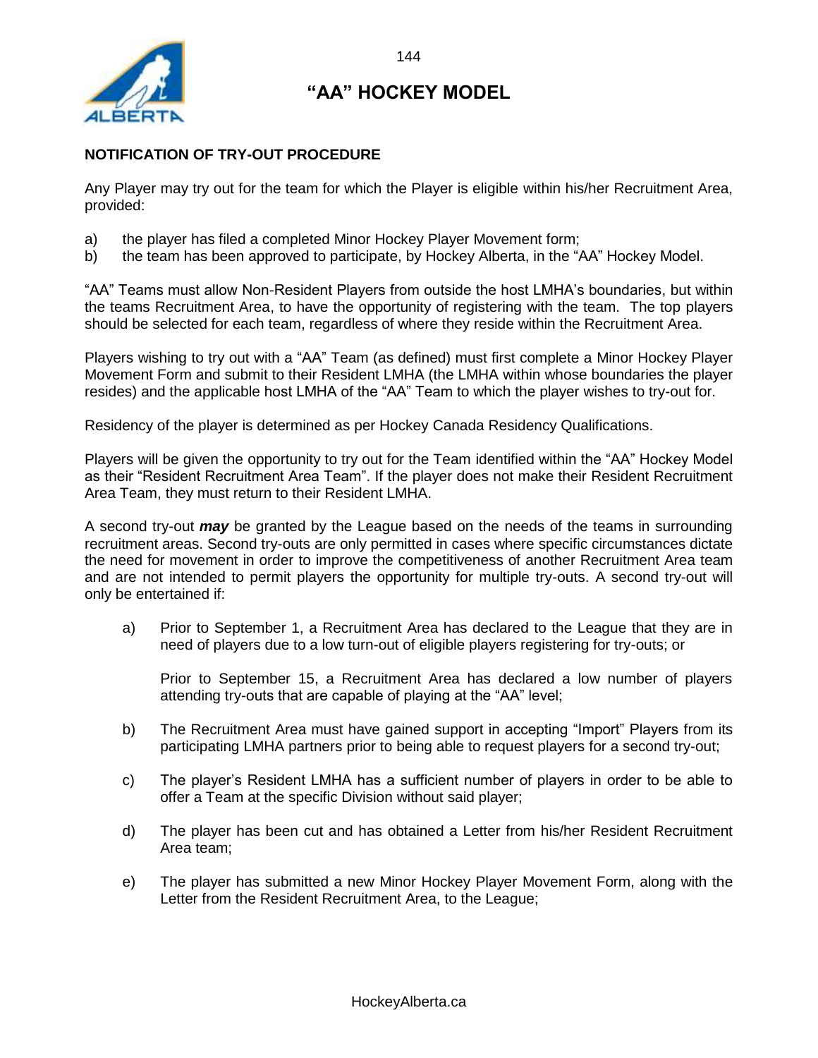# "AA" HOCKEY MODEL

## NOTIFICATION OF TRY-OUT PROCEDURE

Any Player may try out for the team for which the Player is eligible within his/her Recruitment Area, provided:

a) the player has filed a completed Minor Hockey Player Movement form;
b) the team has been approved to participate, by Hockey Alberta, in the "AA" Hockey Model.

"AA" Teams must allow Non-Resident Players from outside the host LMHA's boundaries, but within the teams Recruitment Area, to have the opportunity of registering with the team. The top players should be selected for each team, regardless of where they reside within the Recruitment Area.

Players wishing to try out with a "AA" Team (as defined) must first complete a Minor Hockey Player Movement Form and submit to their Resident LMHA (the LMHA within whose boundaries the player resides) and the applicable host LMHA of the "AA" Team to which the player wishes to try-out for.

Residency of the player is determined as per Hockey Canada Residency Qualifications.

Players will be given the opportunity to try out for the Team identified within the "AA" Hockey Model as their "Resident Recruitment Area Team". If the player does not make their Resident Recruitment Area Team, they must return to their Resident LMHA.

A second try-out ***may*** be granted by the League based on the needs of the teams in surrounding recruitment areas. Second try-outs are only permitted in cases where specific circumstances dictate the need for movement in order to improve the competitiveness of another Recruitment Area team and are not intended to permit players the opportunity for multiple try-outs. A second try-out will only be entertained if:

a) Prior to September 1, a Recruitment Area has declared to the League that they are in need of players due to a low turn-out of eligible players registering for try-outs; or

   Prior to September 15, a Recruitment Area has declared a low number of players attending try-outs that are capable of playing at the "AA" level;

b) The Recruitment Area must have gained support in accepting "Import" Players from its participating LMHA partners prior to being able to request players for a second try-out;

c) The player's Resident LMHA has a sufficient number of players in order to be able to offer a Team at the specific Division without said player;

d) The player has been cut and has obtained a Letter from his/her Resident Recruitment Area team;

e) The player has submitted a new Minor Hockey Player Movement Form, along with the Letter from the Resident Recruitment Area, to the League;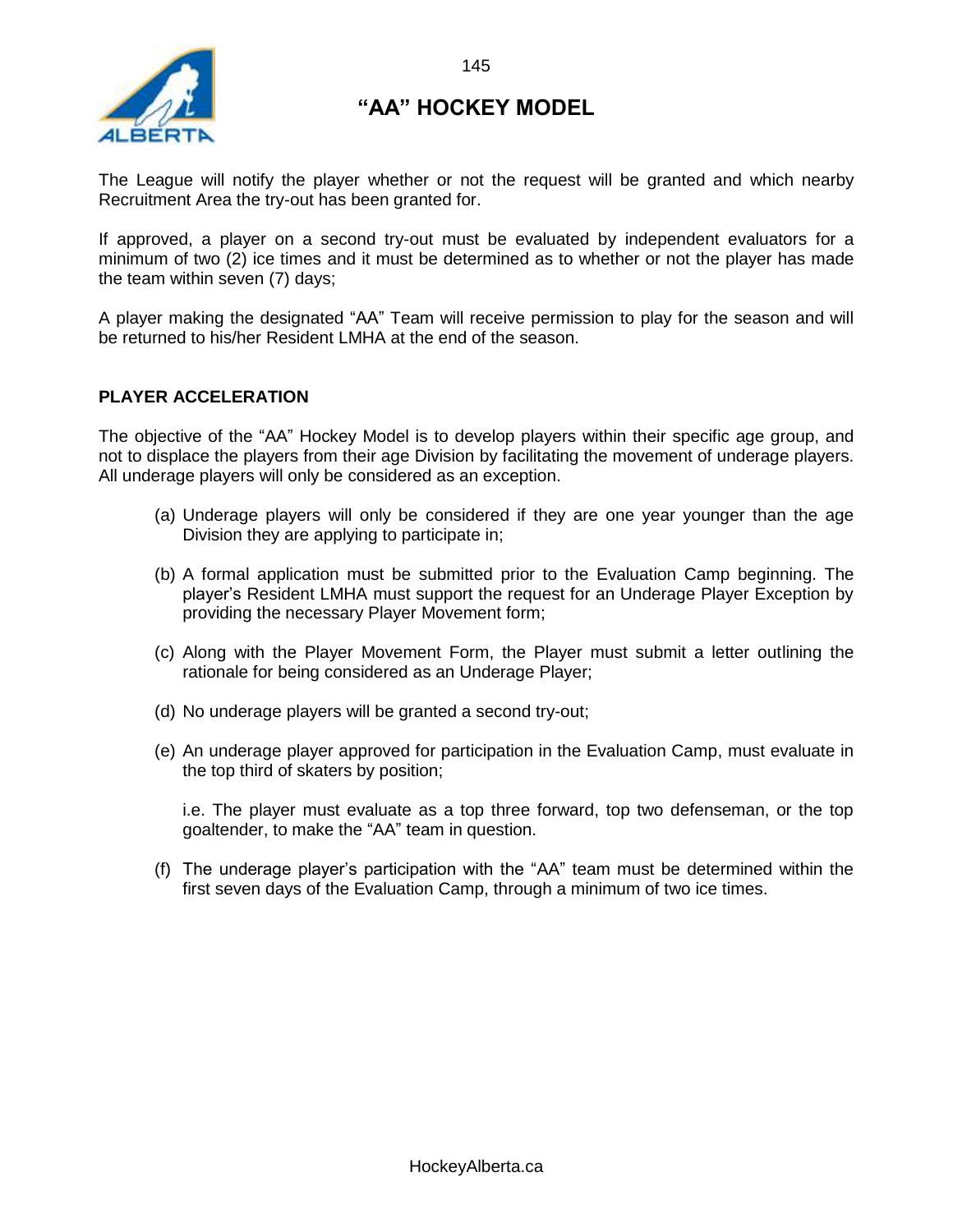The League will notify the player whether or not the request will be granted and which nearby Recruitment Area the try-out has been granted for.

If approved, a player on a second try-out must be evaluated by independent evaluators for a minimum of two (2) ice times and it must be determined as to whether or not the player has made the team within seven (7) days;

A player making the designated "AA" Team will receive permission to play for the season and will be returned to his/her Resident LMHA at the end of the season.

### PLAYER ACCELERATION

The objective of the "AA" Hockey Model is to develop players within their specific age group, and not to displace the players from their age Division by facilitating the movement of underage players. All underage players will only be considered as an exception.

(a) Underage players will only be considered if they are one year younger than the age Division they are applying to participate in;

(b) A formal application must be submitted prior to the Evaluation Camp beginning. The player's Resident LMHA must support the request for an Underage Player Exception by providing the necessary Player Movement form;

(c) Along with the Player Movement Form, the Player must submit a letter outlining the rationale for being considered as an Underage Player;

(d) No underage players will be granted a second try-out;

(e) An underage player approved for participation in the Evaluation Camp, must evaluate in the top third of skaters by position;

i.e. The player must evaluate as a top three forward, top two defenseman, or the top goaltender, to make the "AA" team in question.

(f) The underage player's participation with the "AA" team must be determined within the first seven days of the Evaluation Camp, through a minimum of two ice times.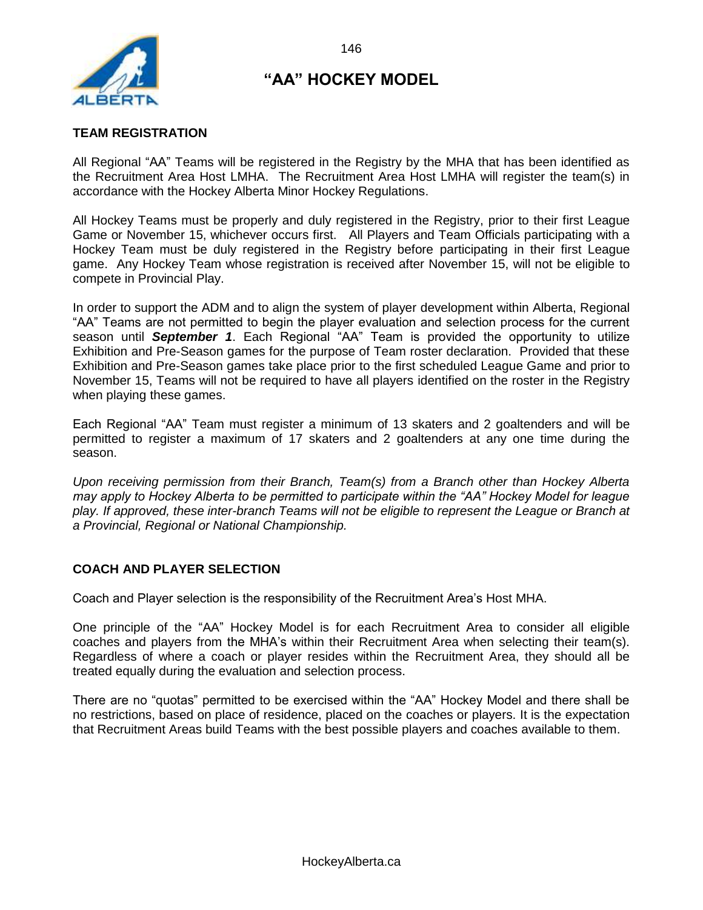# "AA" HOCKEY MODEL

## TEAM REGISTRATION

All Regional "AA" Teams will be registered in the Registry by the MHA that has been identified as the Recruitment Area Host LMHA. The Recruitment Area Host LMHA will register the team(s) in accordance with the Hockey Alberta Minor Hockey Regulations.

All Hockey Teams must be properly and duly registered in the Registry, prior to their first League Game or November 15, whichever occurs first. All Players and Team Officials participating with a Hockey Team must be duly registered in the Registry before participating in their first League game. Any Hockey Team whose registration is received after November 15, will not be eligible to compete in Provincial Play.

In order to support the ADM and to align the system of player development within Alberta, Regional "AA" Teams are not permitted to begin the player evaluation and selection process for the current season until ***September 1***. Each Regional "AA" Team is provided the opportunity to utilize Exhibition and Pre-Season games for the purpose of Team roster declaration. Provided that these Exhibition and Pre-Season games take place prior to the first scheduled League Game and prior to November 15, Teams will not be required to have all players identified on the roster in the Registry when playing these games.

Each Regional "AA" Team must register a minimum of 13 skaters and 2 goaltenders and will be permitted to register a maximum of 17 skaters and 2 goaltenders at any one time during the season.

*Upon receiving permission from their Branch, Team(s) from a Branch other than Hockey Alberta may apply to Hockey Alberta to be permitted to participate within the "AA" Hockey Model for league play. If approved, these inter-branch Teams will not be eligible to represent the League or Branch at a Provincial, Regional or National Championship.*

## COACH AND PLAYER SELECTION

Coach and Player selection is the responsibility of the Recruitment Area's Host MHA.

One principle of the "AA" Hockey Model is for each Recruitment Area to consider all eligible coaches and players from the MHA's within their Recruitment Area when selecting their team(s). Regardless of where a coach or player resides within the Recruitment Area, they should all be treated equally during the evaluation and selection process.

There are no "quotas" permitted to be exercised within the "AA" Hockey Model and there shall be no restrictions, based on place of residence, placed on the coaches or players. It is the expectation that Recruitment Areas build Teams with the best possible players and coaches available to them.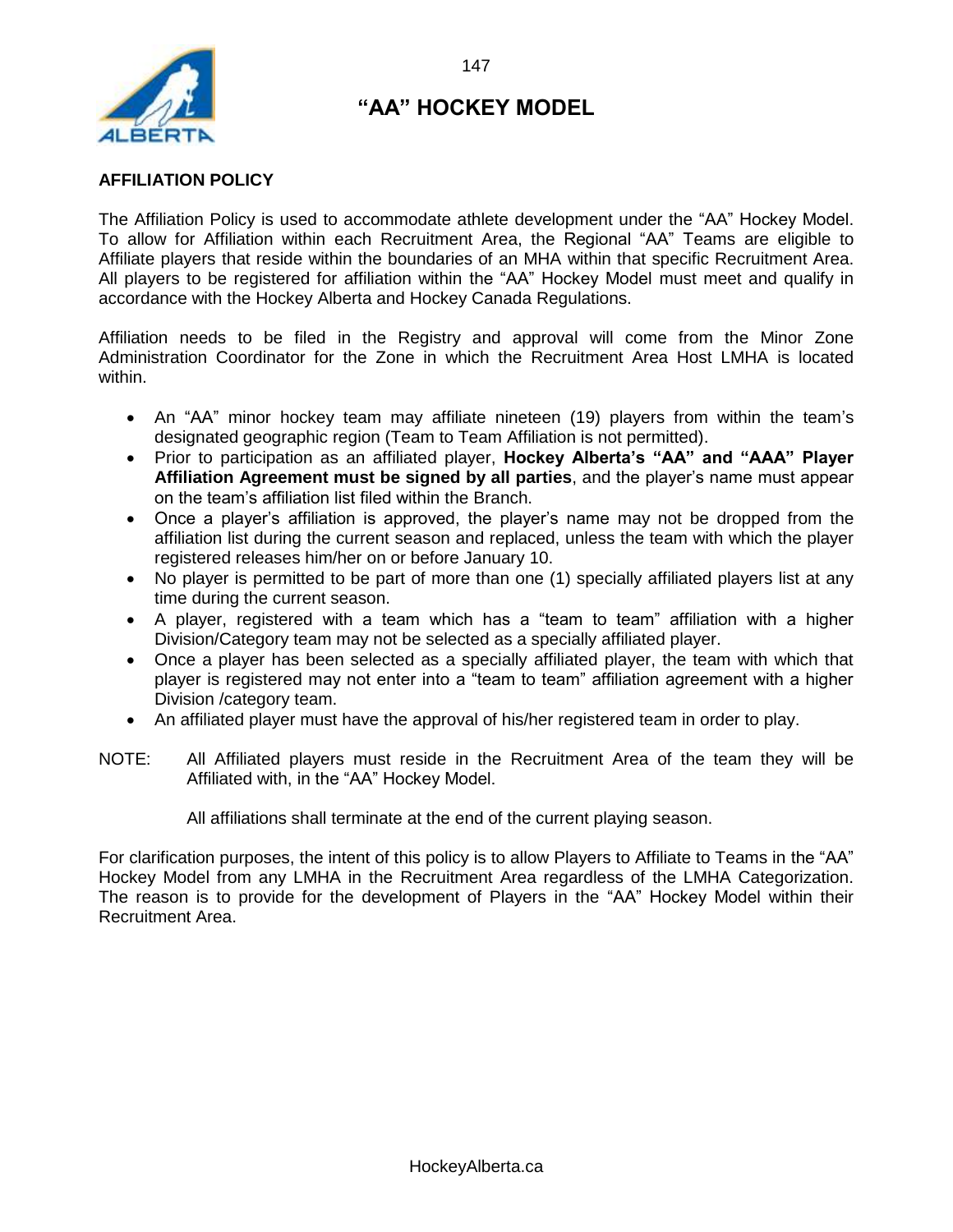# "AA" HOCKEY MODEL

## AFFILIATION POLICY

The Affiliation Policy is used to accommodate athlete development under the "AA" Hockey Model. To allow for Affiliation within each Recruitment Area, the Regional "AA" Teams are eligible to Affiliate players that reside within the boundaries of an MHA within that specific Recruitment Area. All players to be registered for affiliation within the "AA" Hockey Model must meet and qualify in accordance with the Hockey Alberta and Hockey Canada Regulations.

Affiliation needs to be filed in the Registry and approval will come from the Minor Zone Administration Coordinator for the Zone in which the Recruitment Area Host LMHA is located within.

- An "AA" minor hockey team may affiliate nineteen (19) players from within the team's designated geographic region (Team to Team Affiliation is not permitted).
- Prior to participation as an affiliated player, **Hockey Alberta's "AA" and "AAA" Player Affiliation Agreement must be signed by all parties**, and the player's name must appear on the team's affiliation list filed within the Branch.
- Once a player's affiliation is approved, the player's name may not be dropped from the affiliation list during the current season and replaced, unless the team with which the player registered releases him/her on or before January 10.
- No player is permitted to be part of more than one (1) specially affiliated players list at any time during the current season.
- A player, registered with a team which has a "team to team" affiliation with a higher Division/Category team may not be selected as a specially affiliated player.
- Once a player has been selected as a specially affiliated player, the team with which that player is registered may not enter into a "team to team" affiliation agreement with a higher Division /category team.
- An affiliated player must have the approval of his/her registered team in order to play.

NOTE: All Affiliated players must reside in the Recruitment Area of the team they will be Affiliated with, in the "AA" Hockey Model.

All affiliations shall terminate at the end of the current playing season.

For clarification purposes, the intent of this policy is to allow Players to Affiliate to Teams in the "AA" Hockey Model from any LMHA in the Recruitment Area regardless of the LMHA Categorization. The reason is to provide for the development of Players in the "AA" Hockey Model within their Recruitment Area.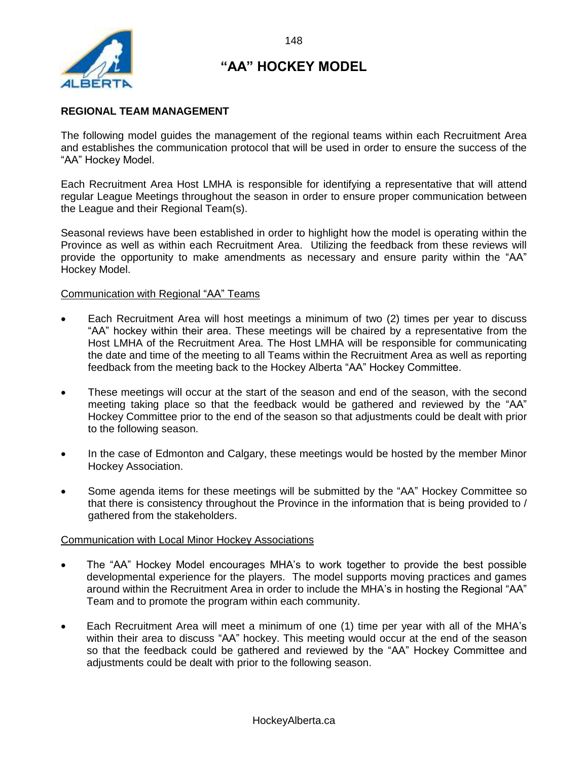# "AA" HOCKEY MODEL

## REGIONAL TEAM MANAGEMENT

The following model guides the management of the regional teams within each Recruitment Area and establishes the communication protocol that will be used in order to ensure the success of the "AA" Hockey Model.

Each Recruitment Area Host LMHA is responsible for identifying a representative that will attend regular League Meetings throughout the season in order to ensure proper communication between the League and their Regional Team(s).

Seasonal reviews have been established in order to highlight how the model is operating within the Province as well as within each Recruitment Area. Utilizing the feedback from these reviews will provide the opportunity to make amendments as necessary and ensure parity within the "AA" Hockey Model.

### Communication with Regional "AA" Teams

- Each Recruitment Area will host meetings a minimum of two (2) times per year to discuss "AA" hockey within their area. These meetings will be chaired by a representative from the Host LMHA of the Recruitment Area. The Host LMHA will be responsible for communicating the date and time of the meeting to all Teams within the Recruitment Area as well as reporting feedback from the meeting back to the Hockey Alberta "AA" Hockey Committee.
- These meetings will occur at the start of the season and end of the season, with the second meeting taking place so that the feedback would be gathered and reviewed by the "AA" Hockey Committee prior to the end of the season so that adjustments could be dealt with prior to the following season.
- In the case of Edmonton and Calgary, these meetings would be hosted by the member Minor Hockey Association.
- Some agenda items for these meetings will be submitted by the "AA" Hockey Committee so that there is consistency throughout the Province in the information that is being provided to / gathered from the stakeholders.

### Communication with Local Minor Hockey Associations

- The "AA" Hockey Model encourages MHA's to work together to provide the best possible developmental experience for the players. The model supports moving practices and games around within the Recruitment Area in order to include the MHA's in hosting the Regional "AA" Team and to promote the program within each community.
- Each Recruitment Area will meet a minimum of one (1) time per year with all of the MHA's within their area to discuss "AA" hockey. This meeting would occur at the end of the season so that the feedback could be gathered and reviewed by the "AA" Hockey Committee and adjustments could be dealt with prior to the following season.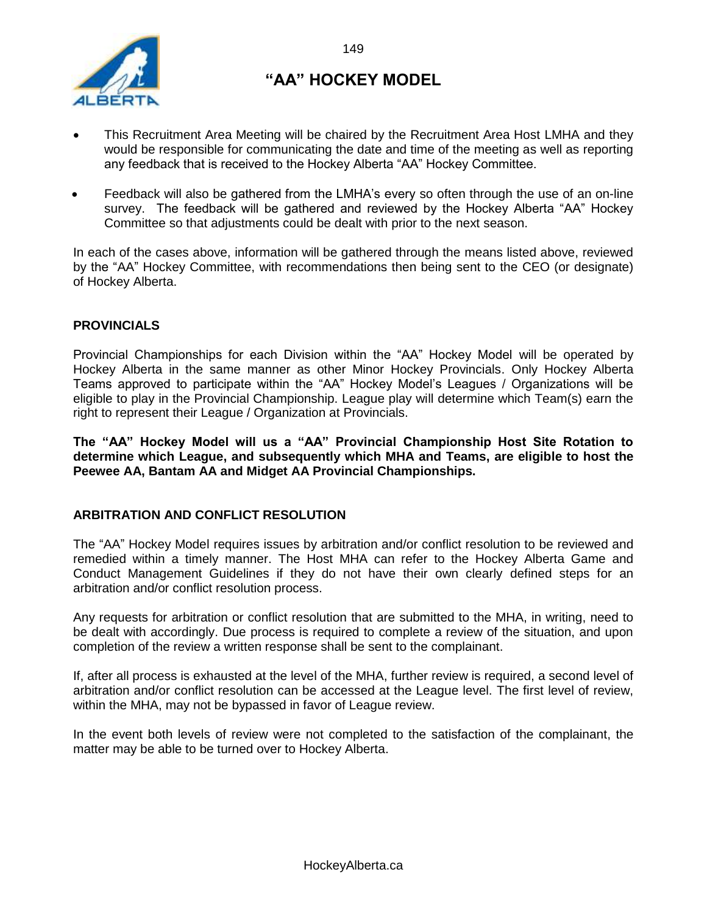# "AA" HOCKEY MODEL

- This Recruitment Area Meeting will be chaired by the Recruitment Area Host LMHA and they would be responsible for communicating the date and time of the meeting as well as reporting any feedback that is received to the Hockey Alberta "AA" Hockey Committee.
- Feedback will also be gathered from the LMHA's every so often through the use of an on-line survey. The feedback will be gathered and reviewed by the Hockey Alberta "AA" Hockey Committee so that adjustments could be dealt with prior to the next season.

In each of the cases above, information will be gathered through the means listed above, reviewed by the "AA" Hockey Committee, with recommendations then being sent to the CEO (or designate) of Hockey Alberta.

## PROVINCIALS

Provincial Championships for each Division within the "AA" Hockey Model will be operated by Hockey Alberta in the same manner as other Minor Hockey Provincials. Only Hockey Alberta Teams approved to participate within the "AA" Hockey Model's Leagues / Organizations will be eligible to play in the Provincial Championship. League play will determine which Team(s) earn the right to represent their League / Organization at Provincials.

**The "AA" Hockey Model will us a "AA" Provincial Championship Host Site Rotation to determine which League, and subsequently which MHA and Teams, are eligible to host the Peewee AA, Bantam AA and Midget AA Provincial Championships.**

## ARBITRATION AND CONFLICT RESOLUTION

The "AA" Hockey Model requires issues by arbitration and/or conflict resolution to be reviewed and remedied within a timely manner. The Host MHA can refer to the Hockey Alberta Game and Conduct Management Guidelines if they do not have their own clearly defined steps for an arbitration and/or conflict resolution process.

Any requests for arbitration or conflict resolution that are submitted to the MHA, in writing, need to be dealt with accordingly. Due process is required to complete a review of the situation, and upon completion of the review a written response shall be sent to the complainant.

If, after all process is exhausted at the level of the MHA, further review is required, a second level of arbitration and/or conflict resolution can be accessed at the League level. The first level of review, within the MHA, may not be bypassed in favor of League review.

In the event both levels of review were not completed to the satisfaction of the complainant, the matter may be able to be turned over to Hockey Alberta.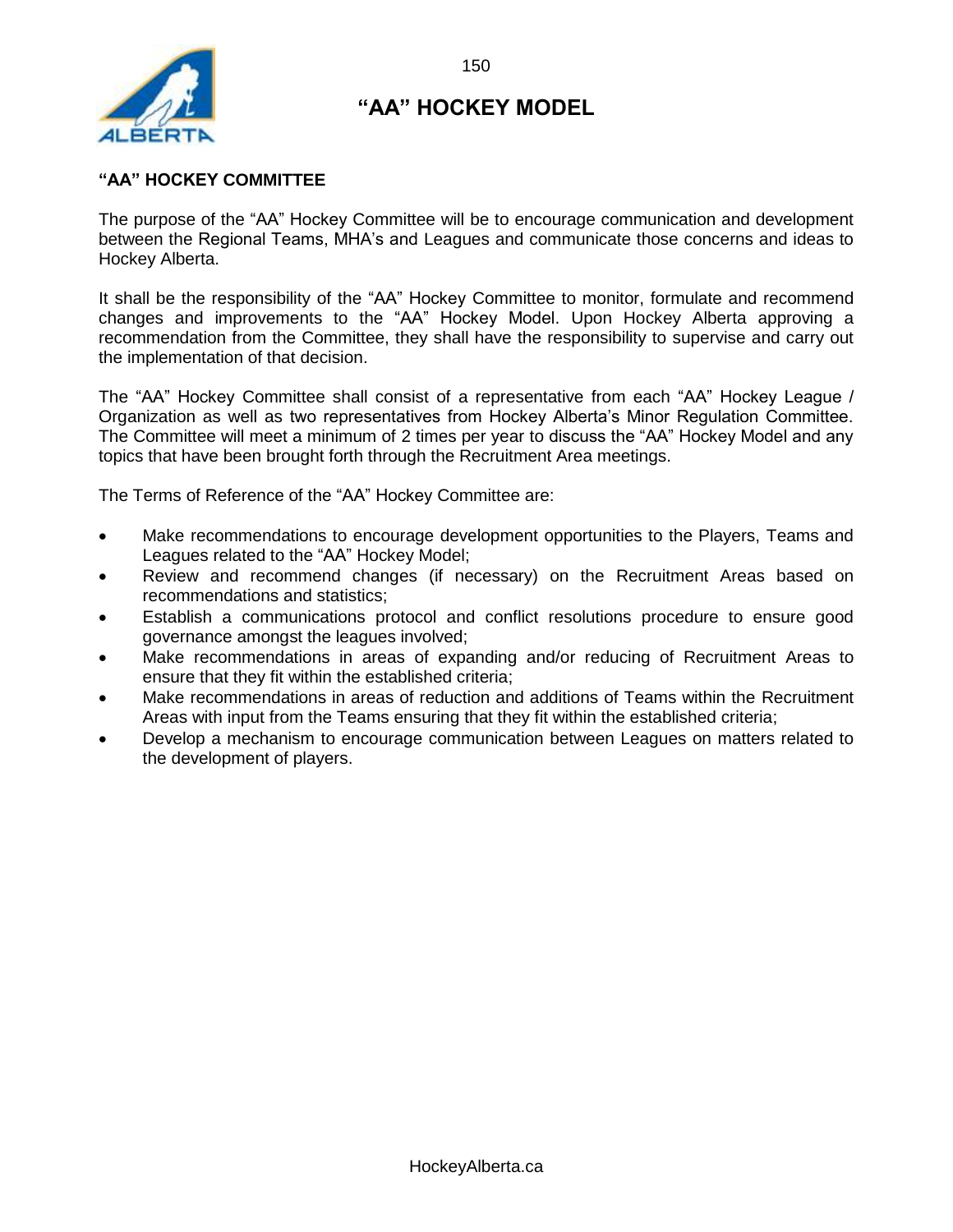# "AA" HOCKEY MODEL

## "AA" HOCKEY COMMITTEE

The purpose of the "AA" Hockey Committee will be to encourage communication and development between the Regional Teams, MHA's and Leagues and communicate those concerns and ideas to Hockey Alberta.

It shall be the responsibility of the "AA" Hockey Committee to monitor, formulate and recommend changes and improvements to the "AA" Hockey Model. Upon Hockey Alberta approving a recommendation from the Committee, they shall have the responsibility to supervise and carry out the implementation of that decision.

The "AA" Hockey Committee shall consist of a representative from each "AA" Hockey League / Organization as well as two representatives from Hockey Alberta's Minor Regulation Committee. The Committee will meet a minimum of 2 times per year to discuss the "AA" Hockey Model and any topics that have been brought forth through the Recruitment Area meetings.

The Terms of Reference of the "AA" Hockey Committee are:

- Make recommendations to encourage development opportunities to the Players, Teams and Leagues related to the "AA" Hockey Model;
- Review and recommend changes (if necessary) on the Recruitment Areas based on recommendations and statistics;
- Establish a communications protocol and conflict resolutions procedure to ensure good governance amongst the leagues involved;
- Make recommendations in areas of expanding and/or reducing of Recruitment Areas to ensure that they fit within the established criteria;
- Make recommendations in areas of reduction and additions of Teams within the Recruitment Areas with input from the Teams ensuring that they fit within the established criteria;
- Develop a mechanism to encourage communication between Leagues on matters related to the development of players.